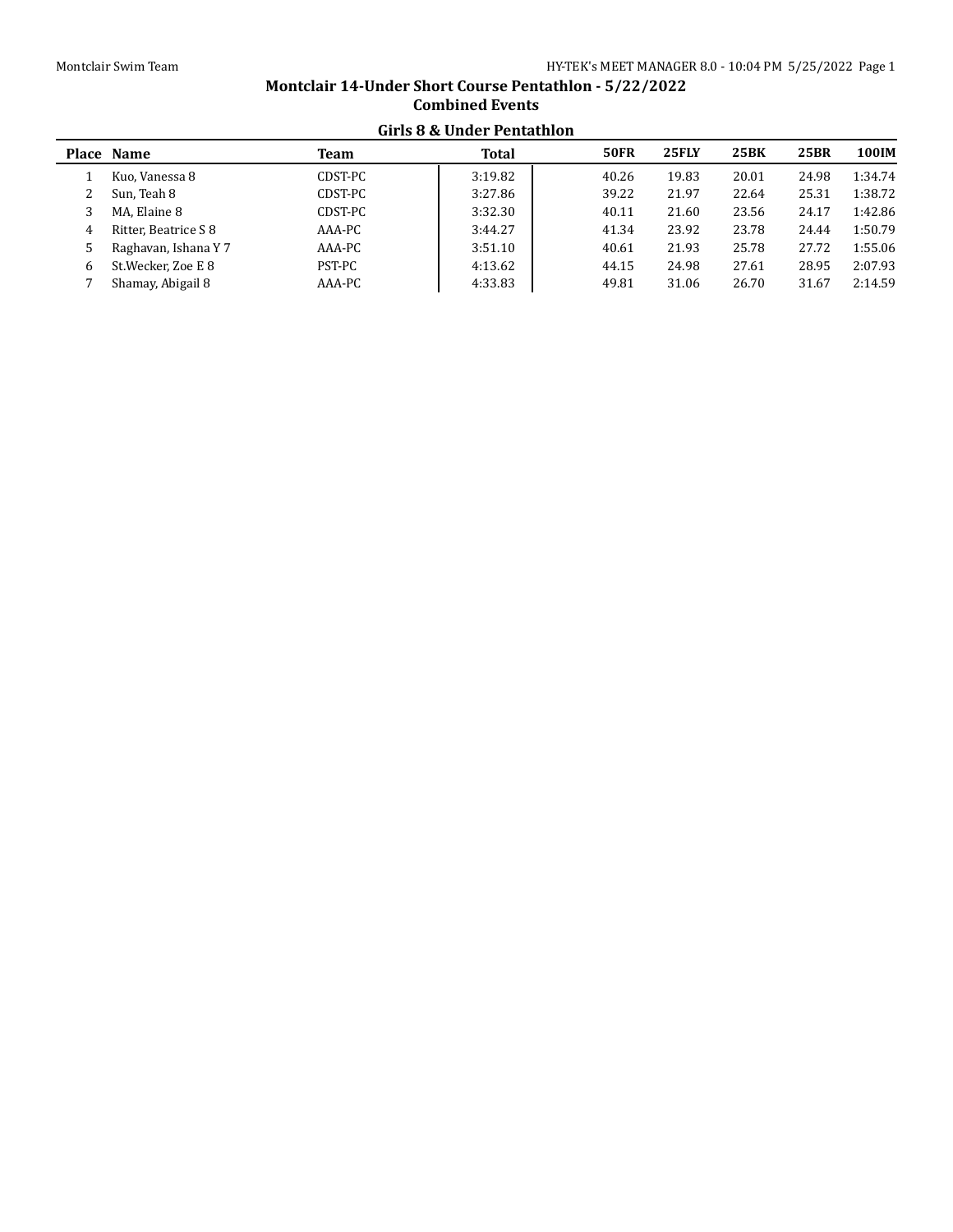# Montclair 14-Under Short Course Pentathlon - 5/22/2022

## Combined Events

### Girls 8 & Under Pentathlon

| Place | Name | Team | Total | 50FR | 25FLY | 25BK | 25BR | 100IM |
|---|---|---|---|---|---|---|---|---|
| 1 | Kuo, Vanessa 8 | CDST-PC | 3:19.82 | 40.26 | 19.83 | 20.01 | 24.98 | 1:34.74 |
| 2 | Sun, Teah 8 | CDST-PC | 3:27.86 | 39.22 | 21.97 | 22.64 | 25.31 | 1:38.72 |
| 3 | MA, Elaine 8 | CDST-PC | 3:32.30 | 40.11 | 21.60 | 23.56 | 24.17 | 1:42.86 |
| 4 | Ritter, Beatrice S 8 | AAA-PC | 3:44.27 | 41.34 | 23.92 | 23.78 | 24.44 | 1:50.79 |
| 5 | Raghavan, Ishana Y 7 | AAA-PC | 3:51.10 | 40.61 | 21.93 | 25.78 | 27.72 | 1:55.06 |
| 6 | St.Wecker, Zoe E 8 | PST-PC | 4:13.62 | 44.15 | 24.98 | 27.61 | 28.95 | 2:07.93 |
| 7 | Shamay, Abigail 8 | AAA-PC | 4:33.83 | 49.81 | 31.06 | 26.70 | 31.67 | 2:14.59 |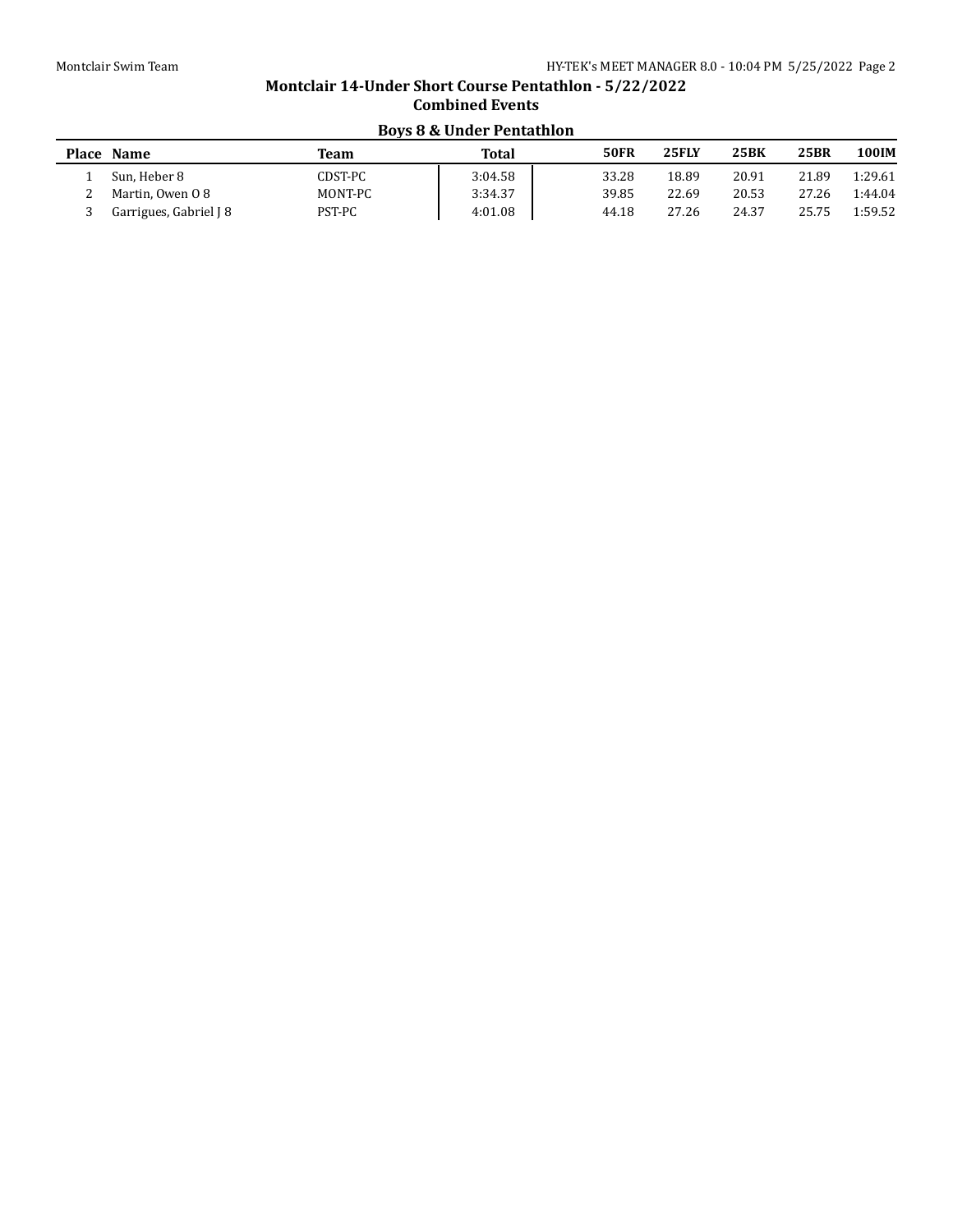## Montclair 14-Under Short Course Pentathlon - 5/22/2022

### Combined Events

### Boys 8 & Under Pentathlon

| Place | Name | Team | Total | 50FR | 25FLY | 25BK | 25BR | 100IM |
|---|---|---|---|---|---|---|---|---|
| 1 | Sun, Heber 8 | CDST-PC | 3:04.58 | 33.28 | 18.89 | 20.91 | 21.89 | 1:29.61 |
| 2 | Martin, Owen O 8 | MONT-PC | 3:34.37 | 39.85 | 22.69 | 20.53 | 27.26 | 1:44.04 |
| 3 | Garrigues, Gabriel J 8 | PST-PC | 4:01.08 | 44.18 | 27.26 | 24.37 | 25.75 | 1:59.52 |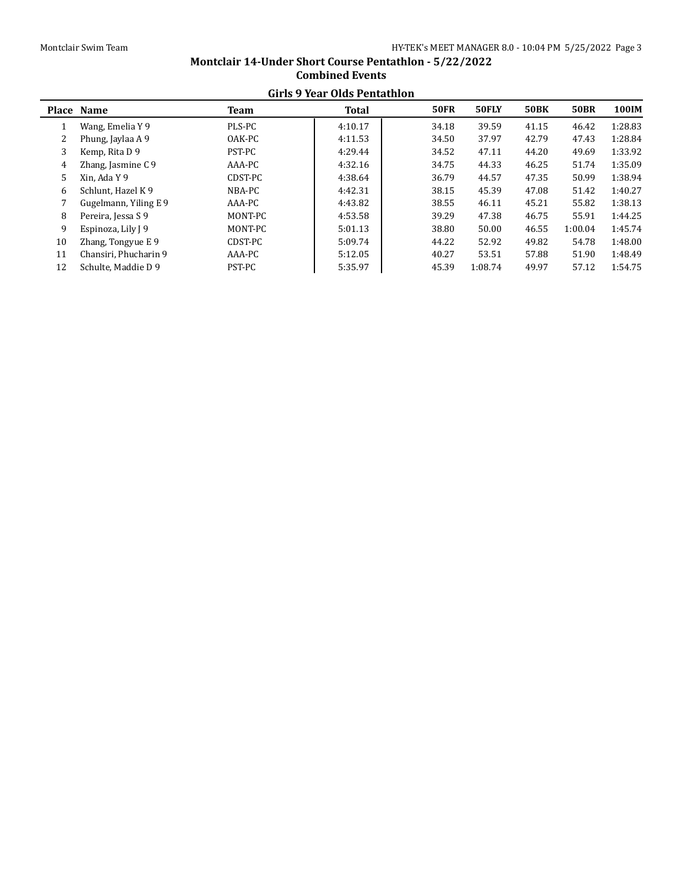# Montclair 14-Under Short Course Pentathlon - 5/22/2022

## Combined Events

### Girls 9 Year Olds Pentathlon

| Place | Name | Team | Total | 50FR | 50FLY | 50BK | 50BR | 100IM |
|---|---|---|---|---|---|---|---|---|
| 1 | Wang, Emelia Y 9 | PLS-PC | 4:10.17 | 34.18 | 39.59 | 41.15 | 46.42 | 1:28.83 |
| 2 | Phung, Jaylaa A 9 | OAK-PC | 4:11.53 | 34.50 | 37.97 | 42.79 | 47.43 | 1:28.84 |
| 3 | Kemp, Rita D 9 | PST-PC | 4:29.44 | 34.52 | 47.11 | 44.20 | 49.69 | 1:33.92 |
| 4 | Zhang, Jasmine C 9 | AAA-PC | 4:32.16 | 34.75 | 44.33 | 46.25 | 51.74 | 1:35.09 |
| 5 | Xin, Ada Y 9 | CDST-PC | 4:38.64 | 36.79 | 44.57 | 47.35 | 50.99 | 1:38.94 |
| 6 | Schlunt, Hazel K 9 | NBA-PC | 4:42.31 | 38.15 | 45.39 | 47.08 | 51.42 | 1:40.27 |
| 7 | Gugelmann, Yiling E 9 | AAA-PC | 4:43.82 | 38.55 | 46.11 | 45.21 | 55.82 | 1:38.13 |
| 8 | Pereira, Jessa S 9 | MONT-PC | 4:53.58 | 39.29 | 47.38 | 46.75 | 55.91 | 1:44.25 |
| 9 | Espinoza, Lily J 9 | MONT-PC | 5:01.13 | 38.80 | 50.00 | 46.55 | 1:00.04 | 1:45.74 |
| 10 | Zhang, Tongyue E 9 | CDST-PC | 5:09.74 | 44.22 | 52.92 | 49.82 | 54.78 | 1:48.00 |
| 11 | Chansiri, Phucharin 9 | AAA-PC | 5:12.05 | 40.27 | 53.51 | 57.88 | 51.90 | 1:48.49 |
| 12 | Schulte, Maddie D 9 | PST-PC | 5:35.97 | 45.39 | 1:08.74 | 49.97 | 57.12 | 1:54.75 |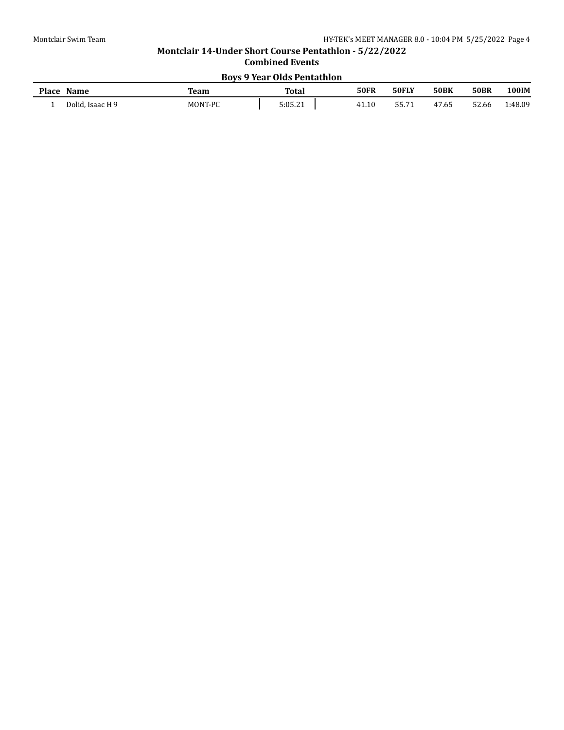# Montclair 14-Under Short Course Pentathlon - 5/22/2022

## Combined Events

### Boys 9 Year Olds Pentathlon

| Place | Name | Team | Total | 50FR | 50FLY | 50BK | 50BR | 100IM |
|---|---|---|---|---|---|---|---|---|
| 1 | Dolid, Isaac H 9 | MONT-PC | 5:05.21 | 41.10 | 55.71 | 47.65 | 52.66 | 1:48.09 |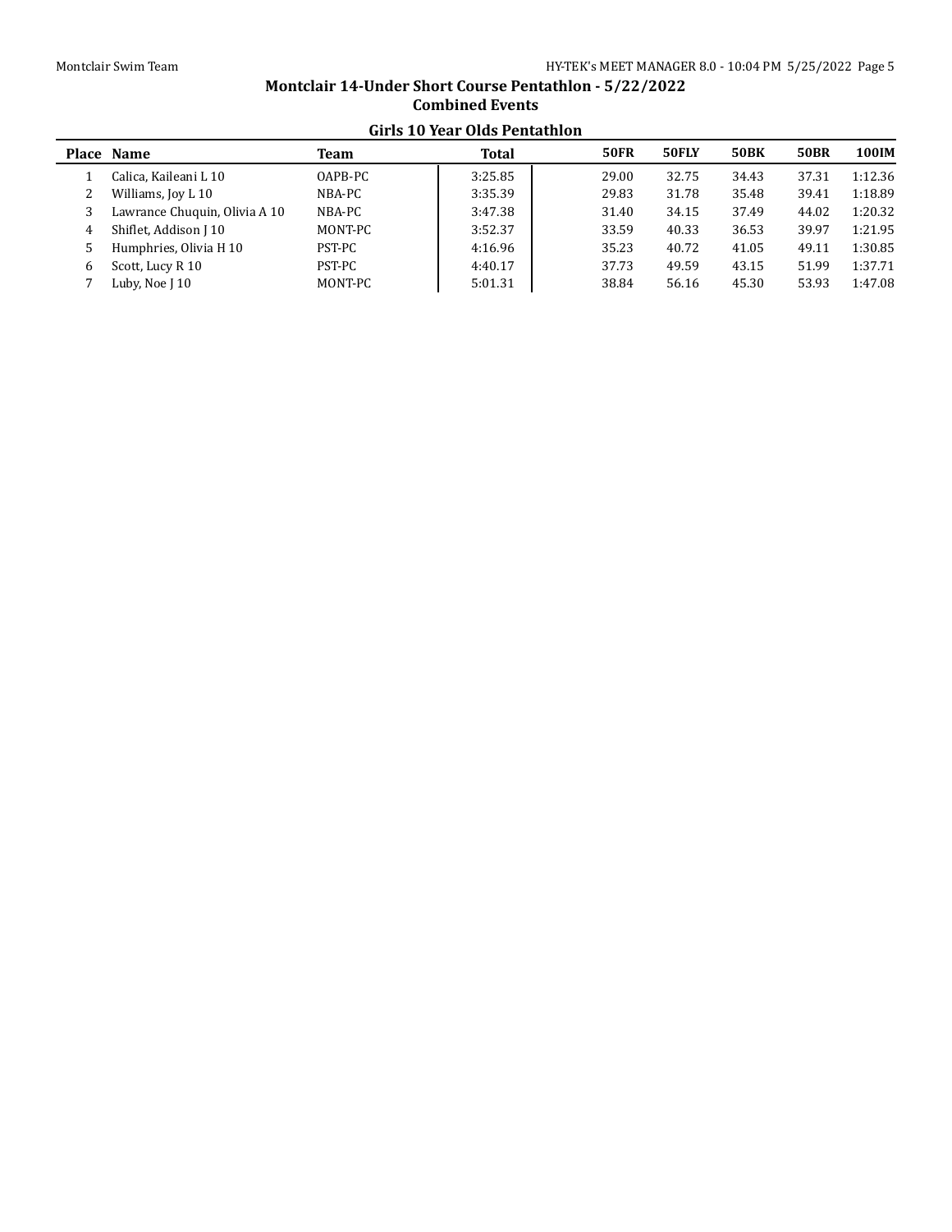## Montclair 14-Under Short Course Pentathlon - 5/22/2022

### Combined Events

### Girls 10 Year Olds Pentathlon

| Place | Name | Team | Total | 50FR | 50FLY | 50BK | 50BR | 100IM |
|---|---|---|---|---|---|---|---|---|
| 1 | Calica, Kaileani L 10 | OAPB-PC | 3:25.85 | 29.00 | 32.75 | 34.43 | 37.31 | 1:12.36 |
| 2 | Williams, Joy L 10 | NBA-PC | 3:35.39 | 29.83 | 31.78 | 35.48 | 39.41 | 1:18.89 |
| 3 | Lawrance Chuquin, Olivia A 10 | NBA-PC | 3:47.38 | 31.40 | 34.15 | 37.49 | 44.02 | 1:20.32 |
| 4 | Shiflet, Addison J 10 | MONT-PC | 3:52.37 | 33.59 | 40.33 | 36.53 | 39.97 | 1:21.95 |
| 5 | Humphries, Olivia H 10 | PST-PC | 4:16.96 | 35.23 | 40.72 | 41.05 | 49.11 | 1:30.85 |
| 6 | Scott, Lucy R 10 | PST-PC | 4:40.17 | 37.73 | 49.59 | 43.15 | 51.99 | 1:37.71 |
| 7 | Luby, Noe J 10 | MONT-PC | 5:01.31 | 38.84 | 56.16 | 45.30 | 53.93 | 1:47.08 |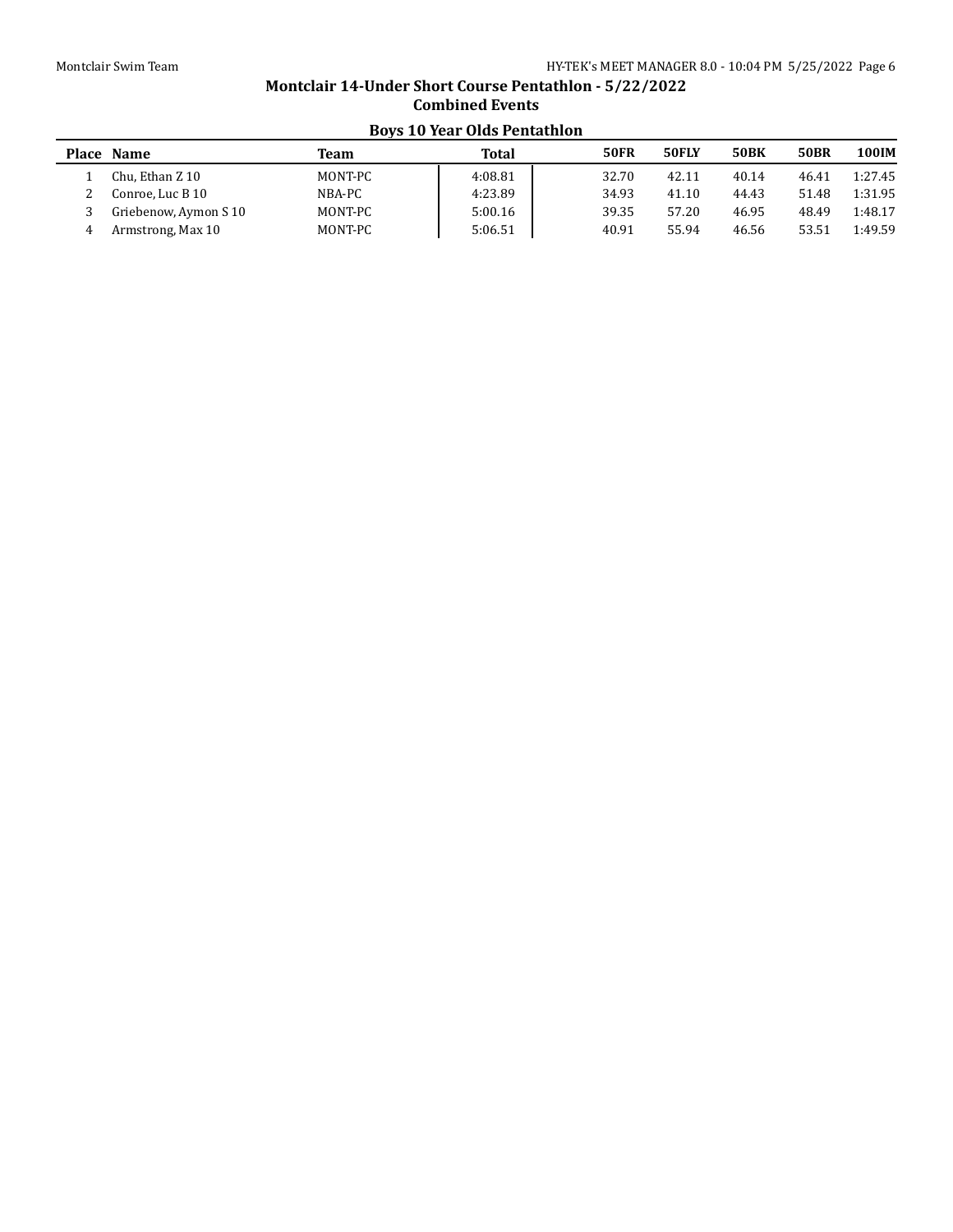# Montclair 14-Under Short Course Pentathlon - 5/22/2022

## Combined Events

### Boys 10 Year Olds Pentathlon

| Place | Name | Team | Total | 50FR | 50FLY | 50BK | 50BR | 100IM |
|---|---|---|---|---|---|---|---|---|
| 1 | Chu, Ethan Z 10 | MONT-PC | 4:08.81 | 32.70 | 42.11 | 40.14 | 46.41 | 1:27.45 |
| 2 | Conroe, Luc B 10 | NBA-PC | 4:23.89 | 34.93 | 41.10 | 44.43 | 51.48 | 1:31.95 |
| 3 | Griebenow, Aymon S 10 | MONT-PC | 5:00.16 | 39.35 | 57.20 | 46.95 | 48.49 | 1:48.17 |
| 4 | Armstrong, Max 10 | MONT-PC | 5:06.51 | 40.91 | 55.94 | 46.56 | 53.51 | 1:49.59 |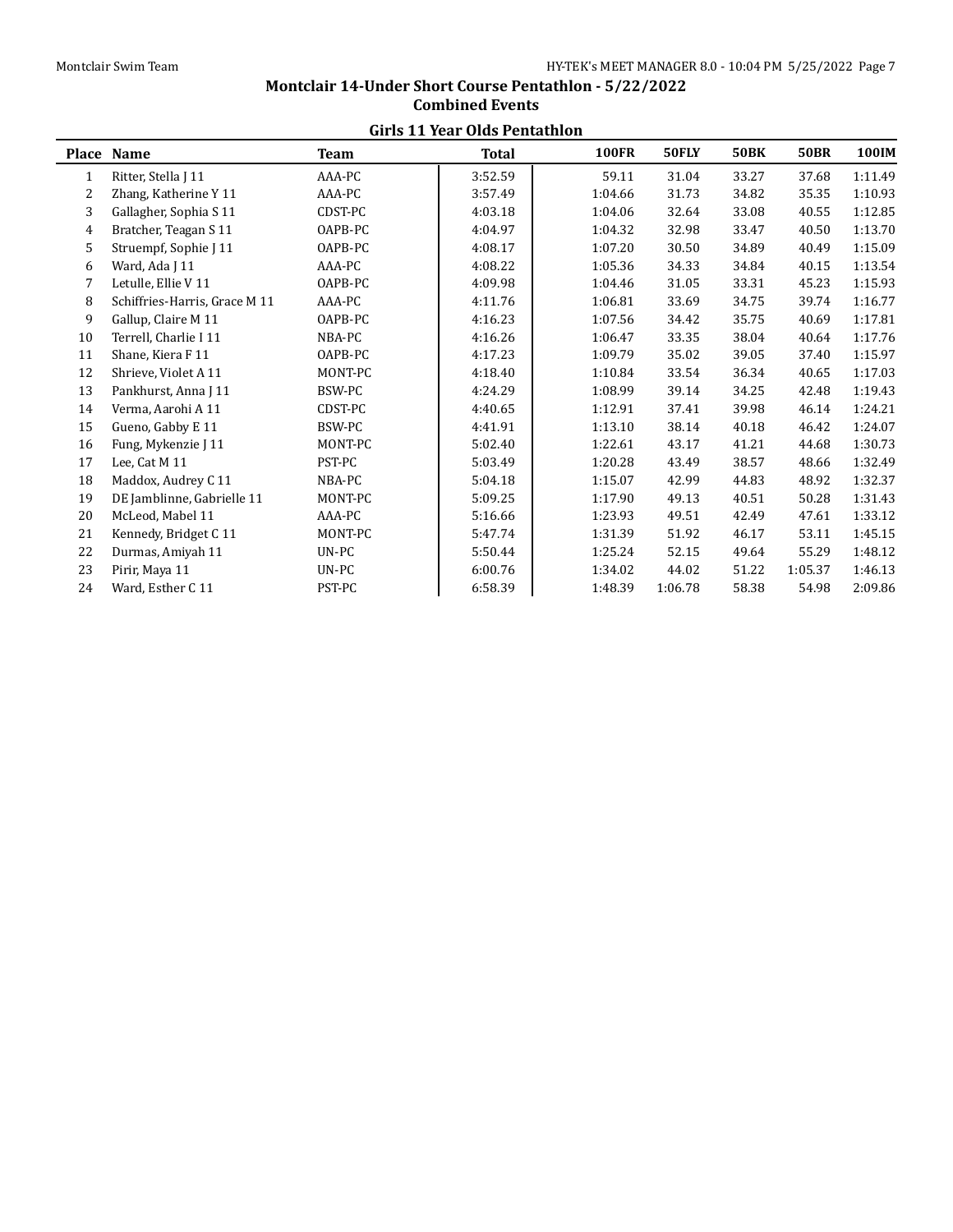# Montclair 14-Under Short Course Pentathlon - 5/22/2022

## Combined Events

### Girls 11 Year Olds Pentathlon

| Place | Name | Team | Total | 100FR | 50FLY | 50BK | 50BR | 100IM |
|---|---|---|---|---|---|---|---|---|
| 1 | Ritter, Stella J 11 | AAA-PC | 3:52.59 | 59.11 | 31.04 | 33.27 | 37.68 | 1:11.49 |
| 2 | Zhang, Katherine Y 11 | AAA-PC | 3:57.49 | 1:04.66 | 31.73 | 34.82 | 35.35 | 1:10.93 |
| 3 | Gallagher, Sophia S 11 | CDST-PC | 4:03.18 | 1:04.06 | 32.64 | 33.08 | 40.55 | 1:12.85 |
| 4 | Bratcher, Teagan S 11 | OAPB-PC | 4:04.97 | 1:04.32 | 32.98 | 33.47 | 40.50 | 1:13.70 |
| 5 | Struempf, Sophie J 11 | OAPB-PC | 4:08.17 | 1:07.20 | 30.50 | 34.89 | 40.49 | 1:15.09 |
| 6 | Ward, Ada J 11 | AAA-PC | 4:08.22 | 1:05.36 | 34.33 | 34.84 | 40.15 | 1:13.54 |
| 7 | Letulle, Ellie V 11 | OAPB-PC | 4:09.98 | 1:04.46 | 31.05 | 33.31 | 45.23 | 1:15.93 |
| 8 | Schiffries-Harris, Grace M 11 | AAA-PC | 4:11.76 | 1:06.81 | 33.69 | 34.75 | 39.74 | 1:16.77 |
| 9 | Gallup, Claire M 11 | OAPB-PC | 4:16.23 | 1:07.56 | 34.42 | 35.75 | 40.69 | 1:17.81 |
| 10 | Terrell, Charlie I 11 | NBA-PC | 4:16.26 | 1:06.47 | 33.35 | 38.04 | 40.64 | 1:17.76 |
| 11 | Shane, Kiera F 11 | OAPB-PC | 4:17.23 | 1:09.79 | 35.02 | 39.05 | 37.40 | 1:15.97 |
| 12 | Shrieve, Violet A 11 | MONT-PC | 4:18.40 | 1:10.84 | 33.54 | 36.34 | 40.65 | 1:17.03 |
| 13 | Pankhurst, Anna J 11 | BSW-PC | 4:24.29 | 1:08.99 | 39.14 | 34.25 | 42.48 | 1:19.43 |
| 14 | Verma, Aarohi A 11 | CDST-PC | 4:40.65 | 1:12.91 | 37.41 | 39.98 | 46.14 | 1:24.21 |
| 15 | Gueno, Gabby E 11 | BSW-PC | 4:41.91 | 1:13.10 | 38.14 | 40.18 | 46.42 | 1:24.07 |
| 16 | Fung, Mykenzie J 11 | MONT-PC | 5:02.40 | 1:22.61 | 43.17 | 41.21 | 44.68 | 1:30.73 |
| 17 | Lee, Cat M 11 | PST-PC | 5:03.49 | 1:20.28 | 43.49 | 38.57 | 48.66 | 1:32.49 |
| 18 | Maddox, Audrey C 11 | NBA-PC | 5:04.18 | 1:15.07 | 42.99 | 44.83 | 48.92 | 1:32.37 |
| 19 | DE Jamblinne, Gabrielle 11 | MONT-PC | 5:09.25 | 1:17.90 | 49.13 | 40.51 | 50.28 | 1:31.43 |
| 20 | McLeod, Mabel 11 | AAA-PC | 5:16.66 | 1:23.93 | 49.51 | 42.49 | 47.61 | 1:33.12 |
| 21 | Kennedy, Bridget C 11 | MONT-PC | 5:47.74 | 1:31.39 | 51.92 | 46.17 | 53.11 | 1:45.15 |
| 22 | Durmas, Amiyah 11 | UN-PC | 5:50.44 | 1:25.24 | 52.15 | 49.64 | 55.29 | 1:48.12 |
| 23 | Pirir, Maya 11 | UN-PC | 6:00.76 | 1:34.02 | 44.02 | 51.22 | 1:05.37 | 1:46.13 |
| 24 | Ward, Esther C 11 | PST-PC | 6:58.39 | 1:48.39 | 1:06.78 | 58.38 | 54.98 | 2:09.86 |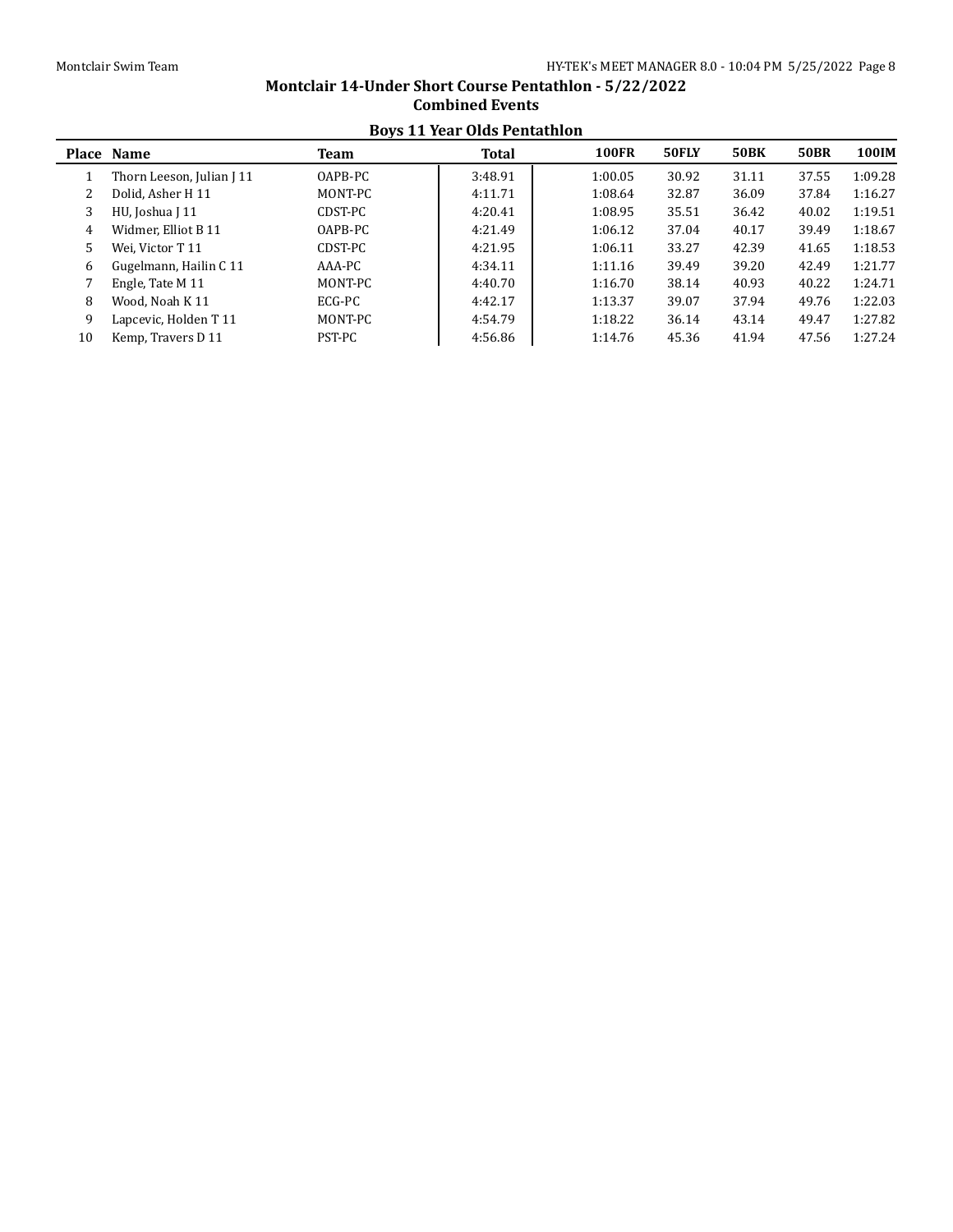# Montclair 14-Under Short Course Pentathlon - 5/22/2022

## Combined Events

### Boys 11 Year Olds Pentathlon

| Place | Name | Team | Total | 100FR | 50FLY | 50BK | 50BR | 100IM |
|---|---|---|---|---|---|---|---|---|
| 1 | Thorn Leeson, Julian J 11 | OAPB-PC | 3:48.91 | 1:00.05 | 30.92 | 31.11 | 37.55 | 1:09.28 |
| 2 | Dolid, Asher H 11 | MONT-PC | 4:11.71 | 1:08.64 | 32.87 | 36.09 | 37.84 | 1:16.27 |
| 3 | HU, Joshua J 11 | CDST-PC | 4:20.41 | 1:08.95 | 35.51 | 36.42 | 40.02 | 1:19.51 |
| 4 | Widmer, Elliot B 11 | OAPB-PC | 4:21.49 | 1:06.12 | 37.04 | 40.17 | 39.49 | 1:18.67 |
| 5 | Wei, Victor T 11 | CDST-PC | 4:21.95 | 1:06.11 | 33.27 | 42.39 | 41.65 | 1:18.53 |
| 6 | Gugelmann, Hailin C 11 | AAA-PC | 4:34.11 | 1:11.16 | 39.49 | 39.20 | 42.49 | 1:21.77 |
| 7 | Engle, Tate M 11 | MONT-PC | 4:40.70 | 1:16.70 | 38.14 | 40.93 | 40.22 | 1:24.71 |
| 8 | Wood, Noah K 11 | ECG-PC | 4:42.17 | 1:13.37 | 39.07 | 37.94 | 49.76 | 1:22.03 |
| 9 | Lapcevic, Holden T 11 | MONT-PC | 4:54.79 | 1:18.22 | 36.14 | 43.14 | 49.47 | 1:27.82 |
| 10 | Kemp, Travers D 11 | PST-PC | 4:56.86 | 1:14.76 | 45.36 | 41.94 | 47.56 | 1:27.24 |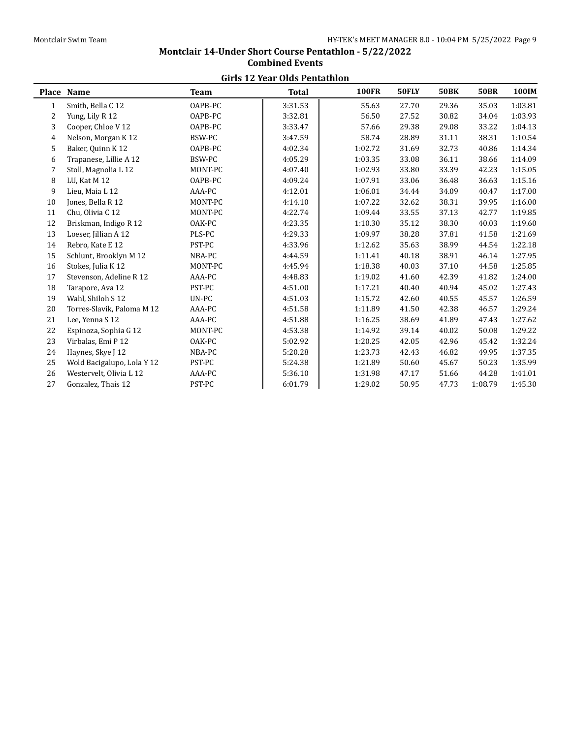## Montclair 14-Under Short Course Pentathlon - 5/22/2022

### Combined Events

### Girls 12 Year Olds Pentathlon

| Place | Name | Team | Total | 100FR | 50FLY | 50BK | 50BR | 100IM |
|---|---|---|---|---|---|---|---|---|
| 1 | Smith, Bella C 12 | OAPB-PC | 3:31.53 | 55.63 | 27.70 | 29.36 | 35.03 | 1:03.81 |
| 2 | Yung, Lily R 12 | OAPB-PC | 3:32.81 | 56.50 | 27.52 | 30.82 | 34.04 | 1:03.93 |
| 3 | Cooper, Chloe V 12 | OAPB-PC | 3:33.47 | 57.66 | 29.38 | 29.08 | 33.22 | 1:04.13 |
| 4 | Nelson, Morgan K 12 | BSW-PC | 3:47.59 | 58.74 | 28.89 | 31.11 | 38.31 | 1:10.54 |
| 5 | Baker, Quinn K 12 | OAPB-PC | 4:02.34 | 1:02.72 | 31.69 | 32.73 | 40.86 | 1:14.34 |
| 6 | Trapanese, Lillie A 12 | BSW-PC | 4:05.29 | 1:03.35 | 33.08 | 36.11 | 38.66 | 1:14.09 |
| 7 | Stoll, Magnolia L 12 | MONT-PC | 4:07.40 | 1:02.93 | 33.80 | 33.39 | 42.23 | 1:15.05 |
| 8 | LU, Kat M 12 | OAPB-PC | 4:09.24 | 1:07.91 | 33.06 | 36.48 | 36.63 | 1:15.16 |
| 9 | Lieu, Maia L 12 | AAA-PC | 4:12.01 | 1:06.01 | 34.44 | 34.09 | 40.47 | 1:17.00 |
| 10 | Jones, Bella R 12 | MONT-PC | 4:14.10 | 1:07.22 | 32.62 | 38.31 | 39.95 | 1:16.00 |
| 11 | Chu, Olivia C 12 | MONT-PC | 4:22.74 | 1:09.44 | 33.55 | 37.13 | 42.77 | 1:19.85 |
| 12 | Briskman, Indigo R 12 | OAK-PC | 4:23.35 | 1:10.30 | 35.12 | 38.30 | 40.03 | 1:19.60 |
| 13 | Loeser, Jillian A 12 | PLS-PC | 4:29.33 | 1:09.97 | 38.28 | 37.81 | 41.58 | 1:21.69 |
| 14 | Rebro, Kate E 12 | PST-PC | 4:33.96 | 1:12.62 | 35.63 | 38.99 | 44.54 | 1:22.18 |
| 15 | Schlunt, Brooklyn M 12 | NBA-PC | 4:44.59 | 1:11.41 | 40.18 | 38.91 | 46.14 | 1:27.95 |
| 16 | Stokes, Julia K 12 | MONT-PC | 4:45.94 | 1:18.38 | 40.03 | 37.10 | 44.58 | 1:25.85 |
| 17 | Stevenson, Adeline R 12 | AAA-PC | 4:48.83 | 1:19.02 | 41.60 | 42.39 | 41.82 | 1:24.00 |
| 18 | Tarapore, Ava 12 | PST-PC | 4:51.00 | 1:17.21 | 40.40 | 40.94 | 45.02 | 1:27.43 |
| 19 | Wahl, Shiloh S 12 | UN-PC | 4:51.03 | 1:15.72 | 42.60 | 40.55 | 45.57 | 1:26.59 |
| 20 | Torres-Slavik, Paloma M 12 | AAA-PC | 4:51.58 | 1:11.89 | 41.50 | 42.38 | 46.57 | 1:29.24 |
| 21 | Lee, Yenna S 12 | AAA-PC | 4:51.88 | 1:16.25 | 38.69 | 41.89 | 47.43 | 1:27.62 |
| 22 | Espinoza, Sophia G 12 | MONT-PC | 4:53.38 | 1:14.92 | 39.14 | 40.02 | 50.08 | 1:29.22 |
| 23 | Virbalas, Emi P 12 | OAK-PC | 5:02.92 | 1:20.25 | 42.05 | 42.96 | 45.42 | 1:32.24 |
| 24 | Haynes, Skye J 12 | NBA-PC | 5:20.28 | 1:23.73 | 42.43 | 46.82 | 49.95 | 1:37.35 |
| 25 | Wold Bacigalupo, Lola Y 12 | PST-PC | 5:24.38 | 1:21.89 | 50.60 | 45.67 | 50.23 | 1:35.99 |
| 26 | Westervelt, Olivia L 12 | AAA-PC | 5:36.10 | 1:31.98 | 47.17 | 51.66 | 44.28 | 1:41.01 |
| 27 | Gonzalez, Thais 12 | PST-PC | 6:01.79 | 1:29.02 | 50.95 | 47.73 | 1:08.79 | 1:45.30 |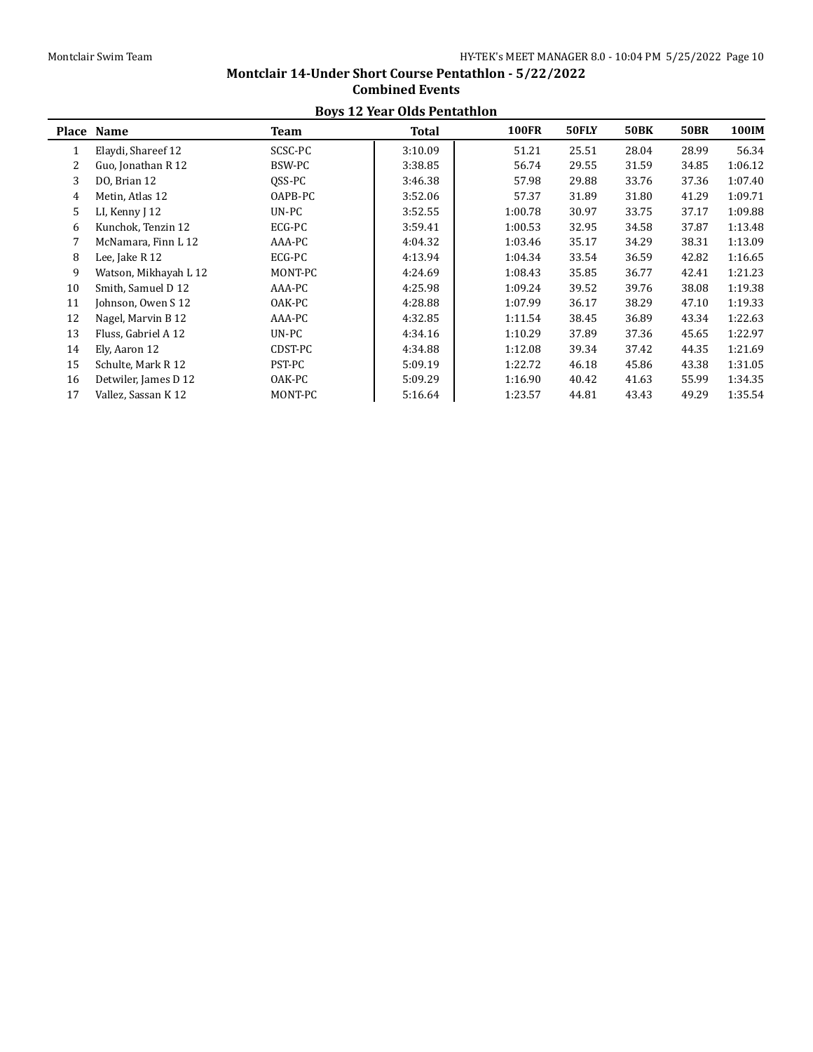# Montclair 14-Under Short Course Pentathlon - 5/22/2022

## Combined Events

### Boys 12 Year Olds Pentathlon

| Place | Name | Team | Total | 100FR | 50FLY | 50BK | 50BR | 100IM |
|---|---|---|---|---|---|---|---|---|
| 1 | Elaydi, Shareef 12 | SCSC-PC | 3:10.09 | 51.21 | 25.51 | 28.04 | 28.99 | 56.34 |
| 2 | Guo, Jonathan R 12 | BSW-PC | 3:38.85 | 56.74 | 29.55 | 31.59 | 34.85 | 1:06.12 |
| 3 | DO, Brian 12 | QSS-PC | 3:46.38 | 57.98 | 29.88 | 33.76 | 37.36 | 1:07.40 |
| 4 | Metin, Atlas 12 | OAPB-PC | 3:52.06 | 57.37 | 31.89 | 31.80 | 41.29 | 1:09.71 |
| 5 | LI, Kenny J 12 | UN-PC | 3:52.55 | 1:00.78 | 30.97 | 33.75 | 37.17 | 1:09.88 |
| 6 | Kunchok, Tenzin 12 | ECG-PC | 3:59.41 | 1:00.53 | 32.95 | 34.58 | 37.87 | 1:13.48 |
| 7 | McNamara, Finn L 12 | AAA-PC | 4:04.32 | 1:03.46 | 35.17 | 34.29 | 38.31 | 1:13.09 |
| 8 | Lee, Jake R 12 | ECG-PC | 4:13.94 | 1:04.34 | 33.54 | 36.59 | 42.82 | 1:16.65 |
| 9 | Watson, Mikhayah L 12 | MONT-PC | 4:24.69 | 1:08.43 | 35.85 | 36.77 | 42.41 | 1:21.23 |
| 10 | Smith, Samuel D 12 | AAA-PC | 4:25.98 | 1:09.24 | 39.52 | 39.76 | 38.08 | 1:19.38 |
| 11 | Johnson, Owen S 12 | OAK-PC | 4:28.88 | 1:07.99 | 36.17 | 38.29 | 47.10 | 1:19.33 |
| 12 | Nagel, Marvin B 12 | AAA-PC | 4:32.85 | 1:11.54 | 38.45 | 36.89 | 43.34 | 1:22.63 |
| 13 | Fluss, Gabriel A 12 | UN-PC | 4:34.16 | 1:10.29 | 37.89 | 37.36 | 45.65 | 1:22.97 |
| 14 | Ely, Aaron 12 | CDST-PC | 4:34.88 | 1:12.08 | 39.34 | 37.42 | 44.35 | 1:21.69 |
| 15 | Schulte, Mark R 12 | PST-PC | 5:09.19 | 1:22.72 | 46.18 | 45.86 | 43.38 | 1:31.05 |
| 16 | Detwiler, James D 12 | OAK-PC | 5:09.29 | 1:16.90 | 40.42 | 41.63 | 55.99 | 1:34.35 |
| 17 | Vallez, Sassan K 12 | MONT-PC | 5:16.64 | 1:23.57 | 44.81 | 43.43 | 49.29 | 1:35.54 |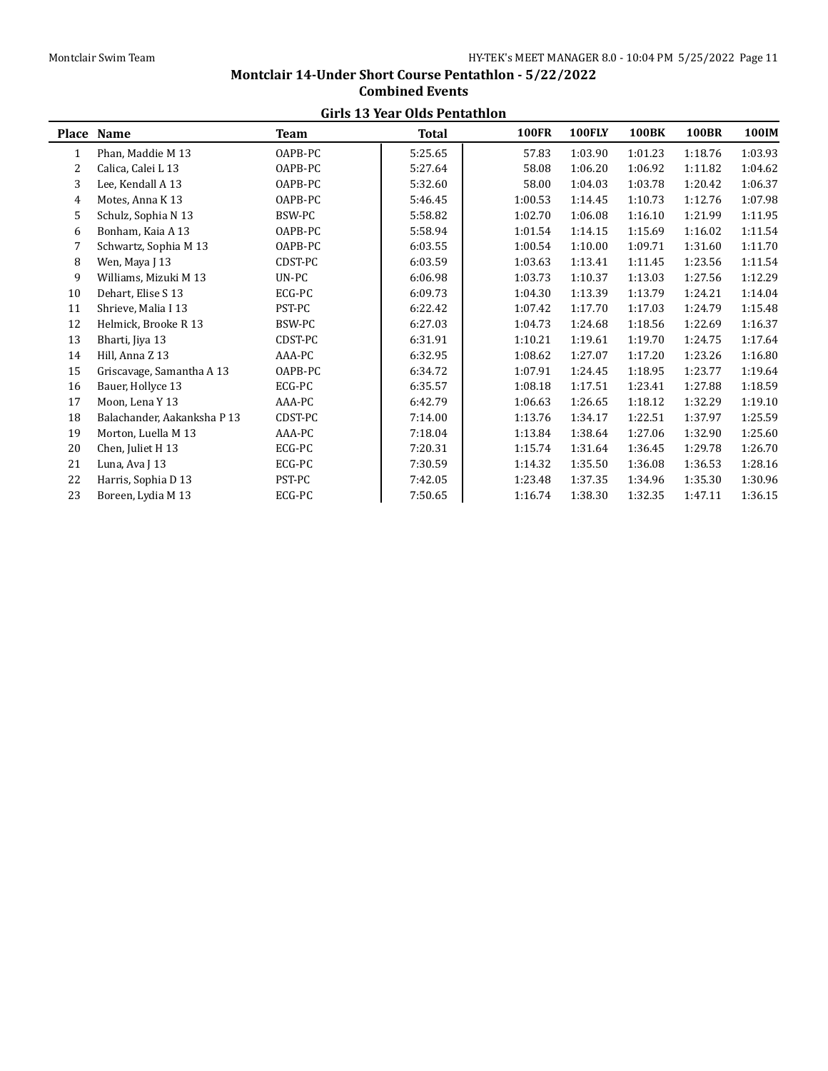# Montclair 14-Under Short Course Pentathlon - 5/22/2022

## Combined Events

### Girls 13 Year Olds Pentathlon

| Place | Name | Team | Total | 100FR | 100FLY | 100BK | 100BR | 100IM |
|---|---|---|---|---|---|---|---|---|
| 1 | Phan, Maddie M 13 | OAPB-PC | 5:25.65 | 57.83 | 1:03.90 | 1:01.23 | 1:18.76 | 1:03.93 |
| 2 | Calica, Calei L 13 | OAPB-PC | 5:27.64 | 58.08 | 1:06.20 | 1:06.92 | 1:11.82 | 1:04.62 |
| 3 | Lee, Kendall A 13 | OAPB-PC | 5:32.60 | 58.00 | 1:04.03 | 1:03.78 | 1:20.42 | 1:06.37 |
| 4 | Motes, Anna K 13 | OAPB-PC | 5:46.45 | 1:00.53 | 1:14.45 | 1:10.73 | 1:12.76 | 1:07.98 |
| 5 | Schulz, Sophia N 13 | BSW-PC | 5:58.82 | 1:02.70 | 1:06.08 | 1:16.10 | 1:21.99 | 1:11.95 |
| 6 | Bonham, Kaia A 13 | OAPB-PC | 5:58.94 | 1:01.54 | 1:14.15 | 1:15.69 | 1:16.02 | 1:11.54 |
| 7 | Schwartz, Sophia M 13 | OAPB-PC | 6:03.55 | 1:00.54 | 1:10.00 | 1:09.71 | 1:31.60 | 1:11.70 |
| 8 | Wen, Maya J 13 | CDST-PC | 6:03.59 | 1:03.63 | 1:13.41 | 1:11.45 | 1:23.56 | 1:11.54 |
| 9 | Williams, Mizuki M 13 | UN-PC | 6:06.98 | 1:03.73 | 1:10.37 | 1:13.03 | 1:27.56 | 1:12.29 |
| 10 | Dehart, Elise S 13 | ECG-PC | 6:09.73 | 1:04.30 | 1:13.39 | 1:13.79 | 1:24.21 | 1:14.04 |
| 11 | Shrieve, Malia I 13 | PST-PC | 6:22.42 | 1:07.42 | 1:17.70 | 1:17.03 | 1:24.79 | 1:15.48 |
| 12 | Helmick, Brooke R 13 | BSW-PC | 6:27.03 | 1:04.73 | 1:24.68 | 1:18.56 | 1:22.69 | 1:16.37 |
| 13 | Bharti, Jiya 13 | CDST-PC | 6:31.91 | 1:10.21 | 1:19.61 | 1:19.70 | 1:24.75 | 1:17.64 |
| 14 | Hill, Anna Z 13 | AAA-PC | 6:32.95 | 1:08.62 | 1:27.07 | 1:17.20 | 1:23.26 | 1:16.80 |
| 15 | Griscavage, Samantha A 13 | OAPB-PC | 6:34.72 | 1:07.91 | 1:24.45 | 1:18.95 | 1:23.77 | 1:19.64 |
| 16 | Bauer, Hollyce 13 | ECG-PC | 6:35.57 | 1:08.18 | 1:17.51 | 1:23.41 | 1:27.88 | 1:18.59 |
| 17 | Moon, Lena Y 13 | AAA-PC | 6:42.79 | 1:06.63 | 1:26.65 | 1:18.12 | 1:32.29 | 1:19.10 |
| 18 | Balachander, Aakanksha P 13 | CDST-PC | 7:14.00 | 1:13.76 | 1:34.17 | 1:22.51 | 1:37.97 | 1:25.59 |
| 19 | Morton, Luella M 13 | AAA-PC | 7:18.04 | 1:13.84 | 1:38.64 | 1:27.06 | 1:32.90 | 1:25.60 |
| 20 | Chen, Juliet H 13 | ECG-PC | 7:20.31 | 1:15.74 | 1:31.64 | 1:36.45 | 1:29.78 | 1:26.70 |
| 21 | Luna, Ava J 13 | ECG-PC | 7:30.59 | 1:14.32 | 1:35.50 | 1:36.08 | 1:36.53 | 1:28.16 |
| 22 | Harris, Sophia D 13 | PST-PC | 7:42.05 | 1:23.48 | 1:37.35 | 1:34.96 | 1:35.30 | 1:30.96 |
| 23 | Boreen, Lydia M 13 | ECG-PC | 7:50.65 | 1:16.74 | 1:38.30 | 1:32.35 | 1:47.11 | 1:36.15 |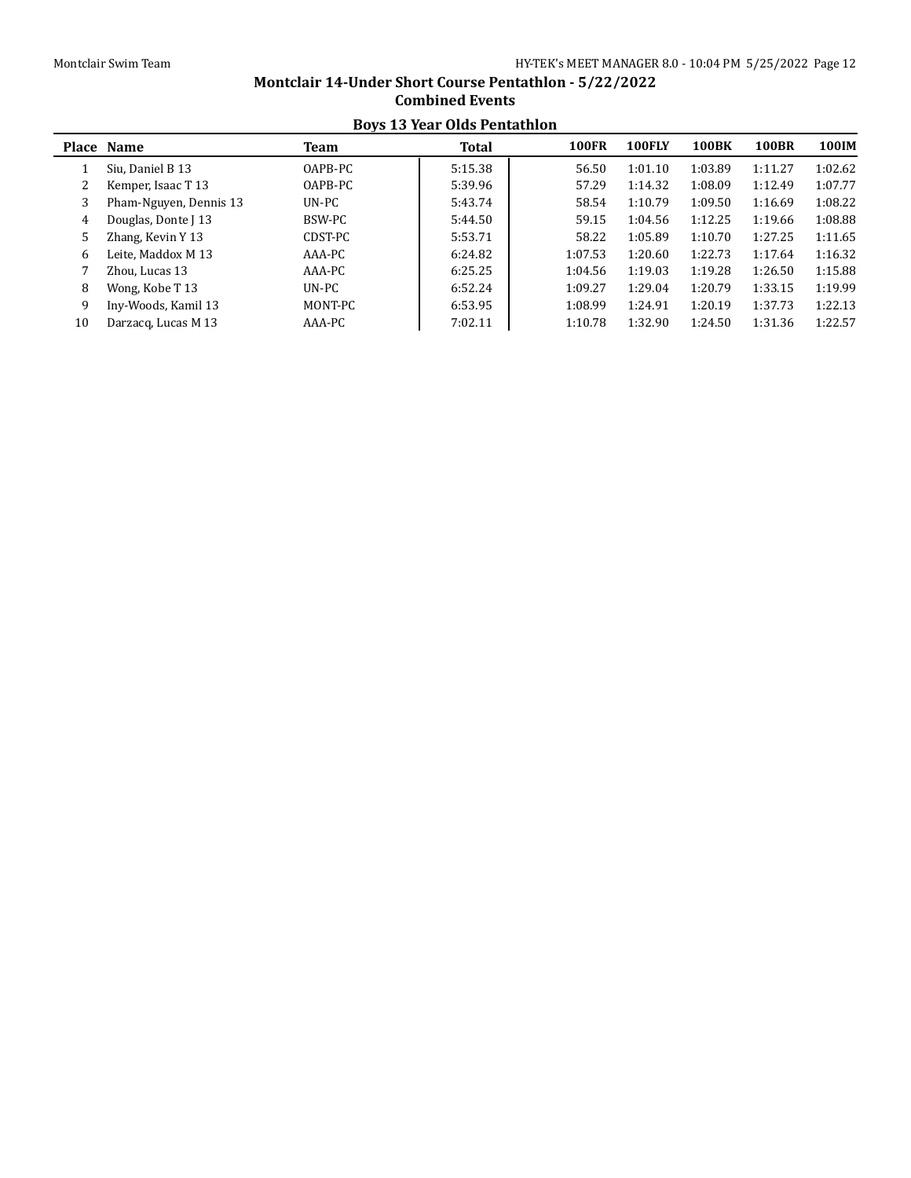## Montclair 14-Under Short Course Pentathlon - 5/22/2022

### Combined Events

### Boys 13 Year Olds Pentathlon

| Place | Name | Team | Total | 100FR | 100FLY | 100BK | 100BR | 100IM |
|---|---|---|---|---|---|---|---|---|
| 1 | Siu, Daniel B 13 | OAPB-PC | 5:15.38 | 56.50 | 1:01.10 | 1:03.89 | 1:11.27 | 1:02.62 |
| 2 | Kemper, Isaac T 13 | OAPB-PC | 5:39.96 | 57.29 | 1:14.32 | 1:08.09 | 1:12.49 | 1:07.77 |
| 3 | Pham-Nguyen, Dennis 13 | UN-PC | 5:43.74 | 58.54 | 1:10.79 | 1:09.50 | 1:16.69 | 1:08.22 |
| 4 | Douglas, Donte J 13 | BSW-PC | 5:44.50 | 59.15 | 1:04.56 | 1:12.25 | 1:19.66 | 1:08.88 |
| 5 | Zhang, Kevin Y 13 | CDST-PC | 5:53.71 | 58.22 | 1:05.89 | 1:10.70 | 1:27.25 | 1:11.65 |
| 6 | Leite, Maddox M 13 | AAA-PC | 6:24.82 | 1:07.53 | 1:20.60 | 1:22.73 | 1:17.64 | 1:16.32 |
| 7 | Zhou, Lucas 13 | AAA-PC | 6:25.25 | 1:04.56 | 1:19.03 | 1:19.28 | 1:26.50 | 1:15.88 |
| 8 | Wong, Kobe T 13 | UN-PC | 6:52.24 | 1:09.27 | 1:29.04 | 1:20.79 | 1:33.15 | 1:19.99 |
| 9 | Iny-Woods, Kamil 13 | MONT-PC | 6:53.95 | 1:08.99 | 1:24.91 | 1:20.19 | 1:37.73 | 1:22.13 |
| 10 | Darzacq, Lucas M 13 | AAA-PC | 7:02.11 | 1:10.78 | 1:32.90 | 1:24.50 | 1:31.36 | 1:22.57 |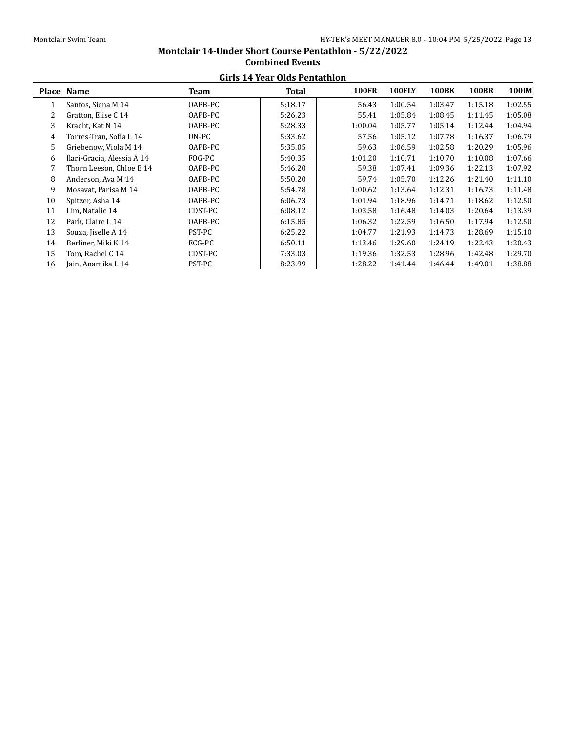## Montclair 14-Under Short Course Pentathlon - 5/22/2022

### Combined Events

#### Girls 14 Year Olds Pentathlon

| Place | Name | Team | Total | 100FR | 100FLY | 100BK | 100BR | 100IM |
|---|---|---|---|---|---|---|---|---|
| 1 | Santos, Siena M 14 | OAPB-PC | 5:18.17 | 56.43 | 1:00.54 | 1:03.47 | 1:15.18 | 1:02.55 |
| 2 | Gratton, Elise C 14 | OAPB-PC | 5:26.23 | 55.41 | 1:05.84 | 1:08.45 | 1:11.45 | 1:05.08 |
| 3 | Kracht, Kat N 14 | OAPB-PC | 5:28.33 | 1:00.04 | 1:05.77 | 1:05.14 | 1:12.44 | 1:04.94 |
| 4 | Torres-Tran, Sofia L 14 | UN-PC | 5:33.62 | 57.56 | 1:05.12 | 1:07.78 | 1:16.37 | 1:06.79 |
| 5 | Griebenow, Viola M 14 | OAPB-PC | 5:35.05 | 59.63 | 1:06.59 | 1:02.58 | 1:20.29 | 1:05.96 |
| 6 | Ilari-Gracia, Alessia A 14 | FOG-PC | 5:40.35 | 1:01.20 | 1:10.71 | 1:10.70 | 1:10.08 | 1:07.66 |
| 7 | Thorn Leeson, Chloe B 14 | OAPB-PC | 5:46.20 | 59.38 | 1:07.41 | 1:09.36 | 1:22.13 | 1:07.92 |
| 8 | Anderson, Ava M 14 | OAPB-PC | 5:50.20 | 59.74 | 1:05.70 | 1:12.26 | 1:21.40 | 1:11.10 |
| 9 | Mosavat, Parisa M 14 | OAPB-PC | 5:54.78 | 1:00.62 | 1:13.64 | 1:12.31 | 1:16.73 | 1:11.48 |
| 10 | Spitzer, Asha 14 | OAPB-PC | 6:06.73 | 1:01.94 | 1:18.96 | 1:14.71 | 1:18.62 | 1:12.50 |
| 11 | Lim, Natalie 14 | CDST-PC | 6:08.12 | 1:03.58 | 1:16.48 | 1:14.03 | 1:20.64 | 1:13.39 |
| 12 | Park, Claire L 14 | OAPB-PC | 6:15.85 | 1:06.32 | 1:22.59 | 1:16.50 | 1:17.94 | 1:12.50 |
| 13 | Souza, Jiselle A 14 | PST-PC | 6:25.22 | 1:04.77 | 1:21.93 | 1:14.73 | 1:28.69 | 1:15.10 |
| 14 | Berliner, Miki K 14 | ECG-PC | 6:50.11 | 1:13.46 | 1:29.60 | 1:24.19 | 1:22.43 | 1:20.43 |
| 15 | Tom, Rachel C 14 | CDST-PC | 7:33.03 | 1:19.36 | 1:32.53 | 1:28.96 | 1:42.48 | 1:29.70 |
| 16 | Jain, Anamika L 14 | PST-PC | 8:23.99 | 1:28.22 | 1:41.44 | 1:46.44 | 1:49.01 | 1:38.88 |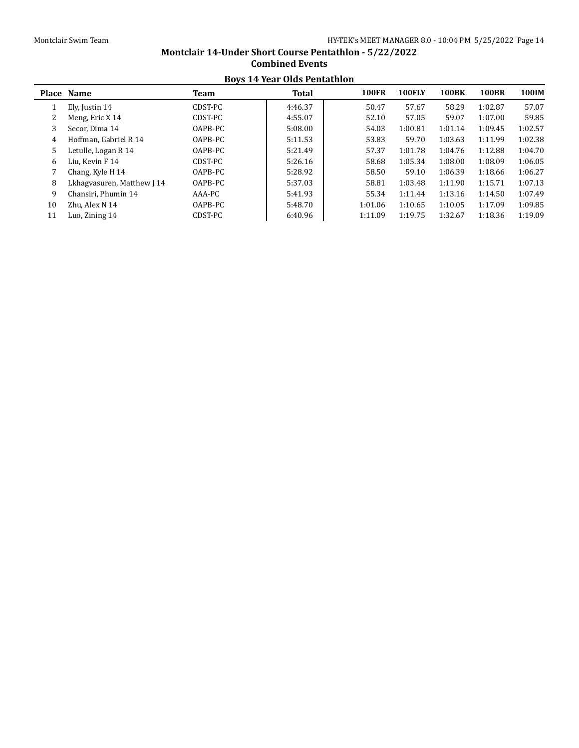## Montclair 14-Under Short Course Pentathlon - 5/22/2022

### Combined Events

### Boys 14 Year Olds Pentathlon

| Place | Name | Team | Total | 100FR | 100FLY | 100BK | 100BR | 100IM |
|---|---|---|---|---|---|---|---|---|
| 1 | Ely, Justin 14 | CDST-PC | 4:46.37 | 50.47 | 57.67 | 58.29 | 1:02.87 | 57.07 |
| 2 | Meng, Eric X 14 | CDST-PC | 4:55.07 | 52.10 | 57.05 | 59.07 | 1:07.00 | 59.85 |
| 3 | Secor, Dima 14 | OAPB-PC | 5:08.00 | 54.03 | 1:00.81 | 1:01.14 | 1:09.45 | 1:02.57 |
| 4 | Hoffman, Gabriel R 14 | OAPB-PC | 5:11.53 | 53.83 | 59.70 | 1:03.63 | 1:11.99 | 1:02.38 |
| 5 | Letulle, Logan R 14 | OAPB-PC | 5:21.49 | 57.37 | 1:01.78 | 1:04.76 | 1:12.88 | 1:04.70 |
| 6 | Liu, Kevin F 14 | CDST-PC | 5:26.16 | 58.68 | 1:05.34 | 1:08.00 | 1:08.09 | 1:06.05 |
| 7 | Chang, Kyle H 14 | OAPB-PC | 5:28.92 | 58.50 | 59.10 | 1:06.39 | 1:18.66 | 1:06.27 |
| 8 | Lkhagvasuren, Matthew J 14 | OAPB-PC | 5:37.03 | 58.81 | 1:03.48 | 1:11.90 | 1:15.71 | 1:07.13 |
| 9 | Chansiri, Phumin 14 | AAA-PC | 5:41.93 | 55.34 | 1:11.44 | 1:13.16 | 1:14.50 | 1:07.49 |
| 10 | Zhu, Alex N 14 | OAPB-PC | 5:48.70 | 1:01.06 | 1:10.65 | 1:10.05 | 1:17.09 | 1:09.85 |
| 11 | Luo, Zining 14 | CDST-PC | 6:40.96 | 1:11.09 | 1:19.75 | 1:32.67 | 1:18.36 | 1:19.09 |